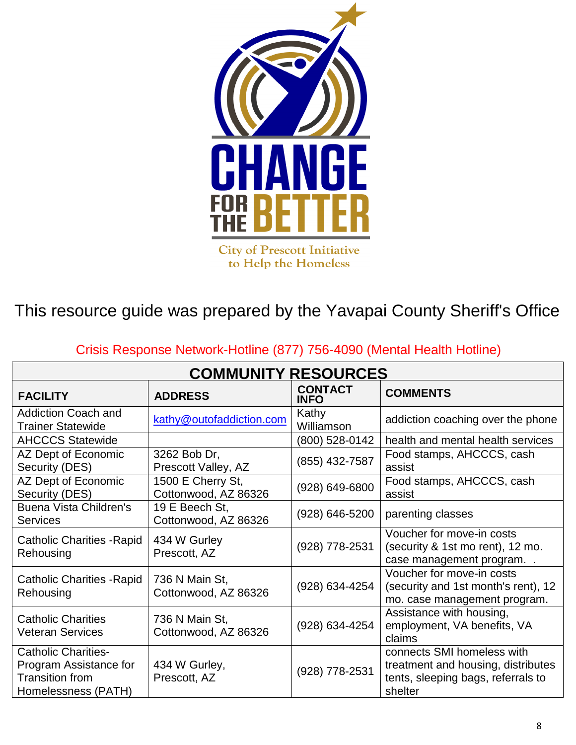# CHANGE FOR THE BETTER

City of Prescott Initiative to Help the Homeless

This resource guide was prepared by the Yavapai County Sheriff's Office

Crisis Response Network-Hotline (877) 756-4090 (Mental Health Hotline)

| COMMUNITY RESOURCES | | | |
|---|---|---|---|
| **FACILITY** | **ADDRESS** | **CONTACT INFO** | **COMMENTS** |
| Addiction Coach and Trainer Statewide | kathy@outofaddiction.com | Kathy Williamson | addiction coaching over the phone |
| AHCCCS Statewide | | (800) 528-0142 | health and mental health services |
| AZ Dept of Economic Security (DES) | 3262 Bob Dr, Prescott Valley, AZ | (855) 432-7587 | Food stamps, AHCCCS, cash assist |
| AZ Dept of Economic Security (DES) | 1500 E Cherry St, Cottonwood, AZ 86326 | (928) 649-6800 | Food stamps, AHCCCS, cash assist |
| Buena Vista Children's Services | 19 E Beech St, Cottonwood, AZ 86326 | (928) 646-5200 | parenting classes |
| Catholic Charities -Rapid Rehousing | 434 W Gurley Prescott, AZ | (928) 778-2531 | Voucher for move-in costs (security & 1st mo rent), 12 mo. case management program. . |
| Catholic Charities -Rapid Rehousing | 736 N Main St, Cottonwood, AZ 86326 | (928) 634-4254 | Voucher for move-in costs (security and 1st month's rent), 12 mo. case management program. |
| Catholic Charities Veteran Services | 736 N Main St, Cottonwood, AZ 86326 | (928) 634-4254 | Assistance with housing, employment, VA benefits, VA claims |
| Catholic Charities-Program Assistance for Transition from Homelessness (PATH) | 434 W Gurley, Prescott, AZ | (928) 778-2531 | connects SMI homeless with treatment and housing, distributes tents, sleeping bags, referrals to shelter |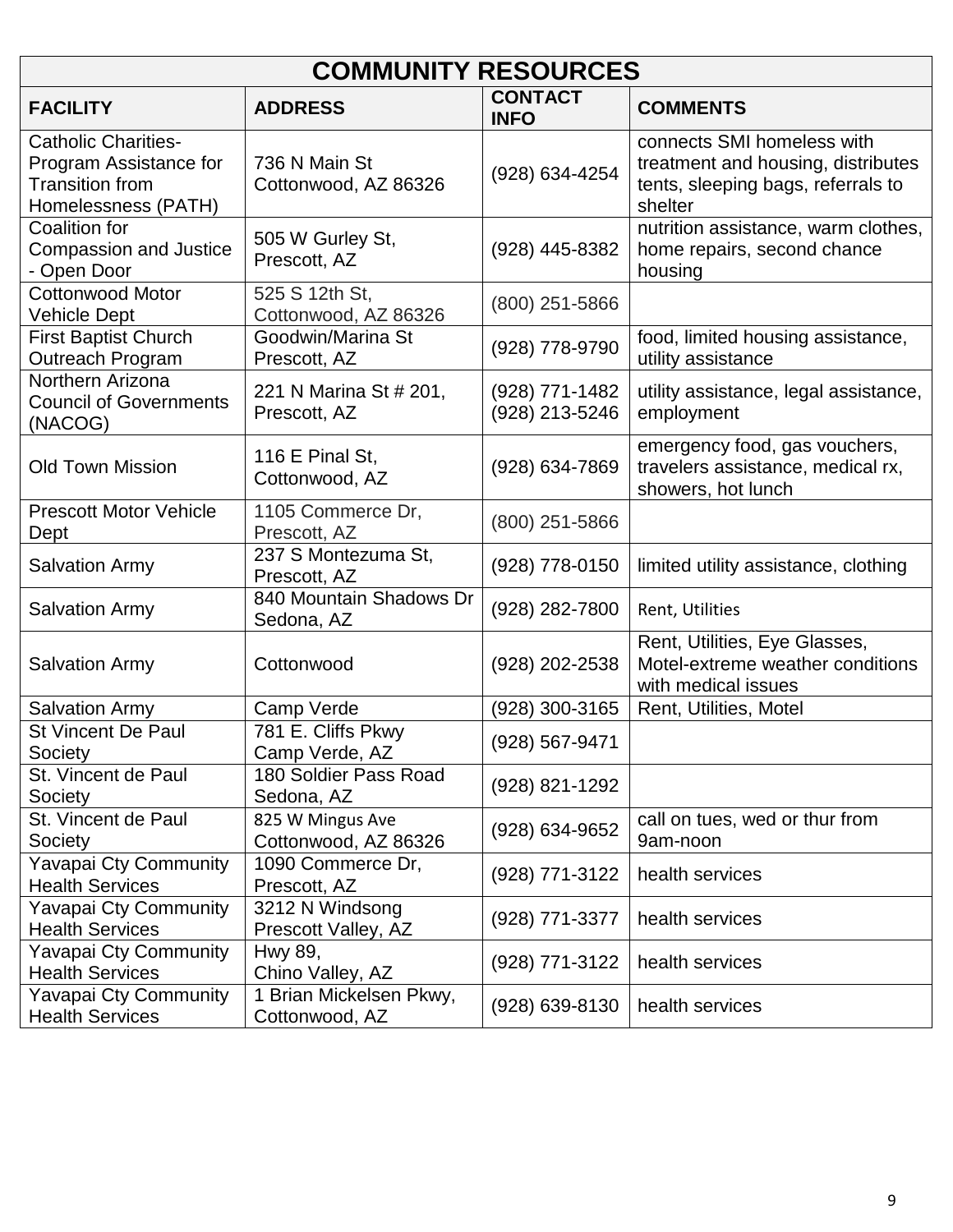| COMMUNITY RESOURCES | | | |
|---|---|---|---|
| **FACILITY** | **ADDRESS** | **CONTACT INFO** | **COMMENTS** |
| Catholic Charities- Program Assistance for Transition from Homelessness (PATH) | 736 N Main St Cottonwood, AZ 86326 | (928) 634-4254 | connects SMI homeless with treatment and housing, distributes tents, sleeping bags, referrals to shelter |
| Coalition for Compassion and Justice - Open Door | 505 W Gurley St, Prescott, AZ | (928) 445-8382 | nutrition assistance, warm clothes, home repairs, second chance housing |
| Cottonwood Motor Vehicle Dept | 525 S 12th St, Cottonwood, AZ 86326 | (800) 251-5866 | |
| First Baptist Church Outreach Program | Goodwin/Marina St Prescott, AZ | (928) 778-9790 | food, limited housing assistance, utility assistance |
| Northern Arizona Council of Governments (NACOG) | 221 N Marina St # 201, Prescott, AZ | (928) 771-1482 (928) 213-5246 | utility assistance, legal assistance, employment |
| Old Town Mission | 116 E Pinal St, Cottonwood, AZ | (928) 634-7869 | emergency food, gas vouchers, travelers assistance, medical rx, showers, hot lunch |
| Prescott Motor Vehicle Dept | 1105 Commerce Dr, Prescott, AZ | (800) 251-5866 | |
| Salvation Army | 237 S Montezuma St, Prescott, AZ | (928) 778-0150 | limited utility assistance, clothing |
| Salvation Army | 840 Mountain Shadows Dr Sedona, AZ | (928) 282-7800 | Rent, Utilities |
| Salvation Army | Cottonwood | (928) 202-2538 | Rent, Utilities, Eye Glasses, Motel-extreme weather conditions with medical issues |
| Salvation Army | Camp Verde | (928) 300-3165 | Rent, Utilities, Motel |
| St Vincent De Paul Society | 781 E. Cliffs Pkwy Camp Verde, AZ | (928) 567-9471 | |
| St. Vincent de Paul Society | 180 Soldier Pass Road Sedona, AZ | (928) 821-1292 | |
| St. Vincent de Paul Society | 825 W Mingus Ave Cottonwood, AZ 86326 | (928) 634-9652 | call on tues, wed or thur from 9am-noon |
| Yavapai Cty Community Health Services | 1090 Commerce Dr, Prescott, AZ | (928) 771-3122 | health services |
| Yavapai Cty Community Health Services | 3212 N Windsong Prescott Valley, AZ | (928) 771-3377 | health services |
| Yavapai Cty Community Health Services | Hwy 89, Chino Valley, AZ | (928) 771-3122 | health services |
| Yavapai Cty Community Health Services | 1 Brian Mickelsen Pkwy, Cottonwood, AZ | (928) 639-8130 | health services |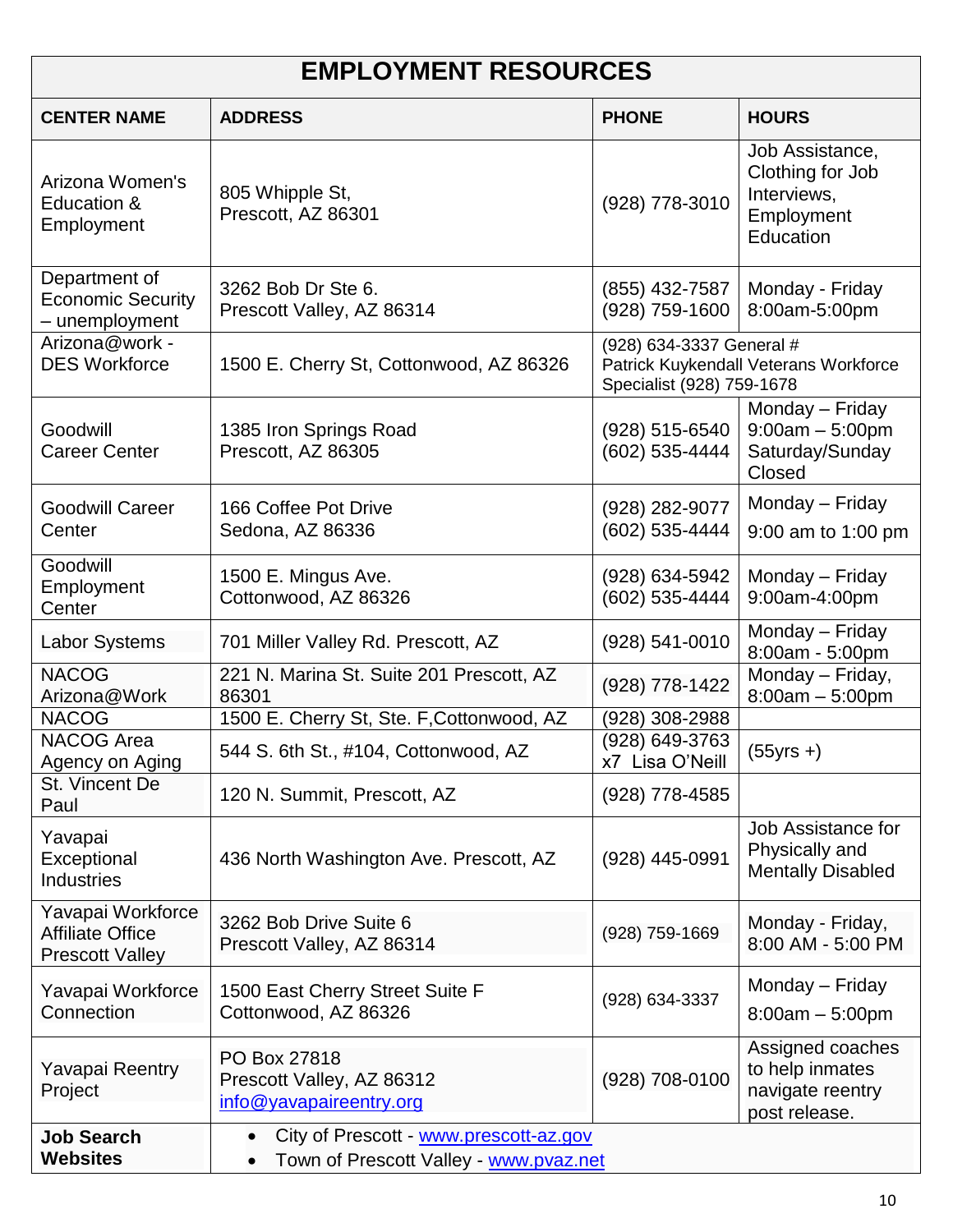# EMPLOYMENT RESOURCES

| CENTER NAME | ADDRESS | PHONE | HOURS |
|---|---|---|---|
| Arizona Women's Education & Employment | 805 Whipple St, Prescott, AZ 86301 | (928) 778-3010 | Job Assistance, Clothing for Job Interviews, Employment Education |
| Department of Economic Security – unemployment | 3262 Bob Dr Ste 6. Prescott Valley, AZ 86314 | (855) 432-7587 (928) 759-1600 | Monday - Friday 8:00am-5:00pm |
| Arizona@work - DES Workforce | 1500 E. Cherry St, Cottonwood, AZ 86326 | (928) 634-3337 General # Patrick Kuykendall Veterans Workforce Specialist (928) 759-1678 | |
| Goodwill Career Center | 1385 Iron Springs Road Prescott, AZ 86305 | (928) 515-6540 (602) 535-4444 | Monday – Friday 9:00am – 5:00pm Saturday/Sunday Closed |
| Goodwill Career Center | 166 Coffee Pot Drive Sedona, AZ 86336 | (928) 282-9077 (602) 535-4444 | Monday – Friday 9:00 am to 1:00 pm |
| Goodwill Employment Center | 1500 E. Mingus Ave. Cottonwood, AZ 86326 | (928) 634-5942 (602) 535-4444 | Monday – Friday 9:00am-4:00pm |
| Labor Systems | 701 Miller Valley Rd. Prescott, AZ | (928) 541-0010 | Monday – Friday 8:00am - 5:00pm |
| NACOG Arizona@Work | 221 N. Marina St. Suite 201 Prescott, AZ 86301 | (928) 778-1422 | Monday – Friday, 8:00am – 5:00pm |
| NACOG | 1500 E. Cherry St, Ste. F,Cottonwood, AZ | (928) 308-2988 | |
| NACOG Area Agency on Aging | 544 S. 6th St., #104, Cottonwood, AZ | (928) 649-3763 x7 Lisa O'Neill | (55yrs +) |
| St. Vincent De Paul | 120 N. Summit, Prescott, AZ | (928) 778-4585 | |
| Yavapai Exceptional Industries | 436 North Washington Ave. Prescott, AZ | (928) 445-0991 | Job Assistance for Physically and Mentally Disabled |
| Yavapai Workforce Affiliate Office Prescott Valley | 3262 Bob Drive Suite 6 Prescott Valley, AZ 86314 | (928) 759-1669 | Monday - Friday, 8:00 AM - 5:00 PM |
| Yavapai Workforce Connection | 1500 East Cherry Street Suite F Cottonwood, AZ 86326 | (928) 634-3337 | Monday – Friday 8:00am – 5:00pm |
| Yavapai Reentry Project | PO Box 27818 Prescott Valley, AZ 86312 info@yavapaireentry.org | (928) 708-0100 | Assigned coaches to help inmates navigate reentry post release. |
| **Job Search Websites** | • City of Prescott - www.prescott-az.gov • Town of Prescott Valley - www.pvaz.net | | |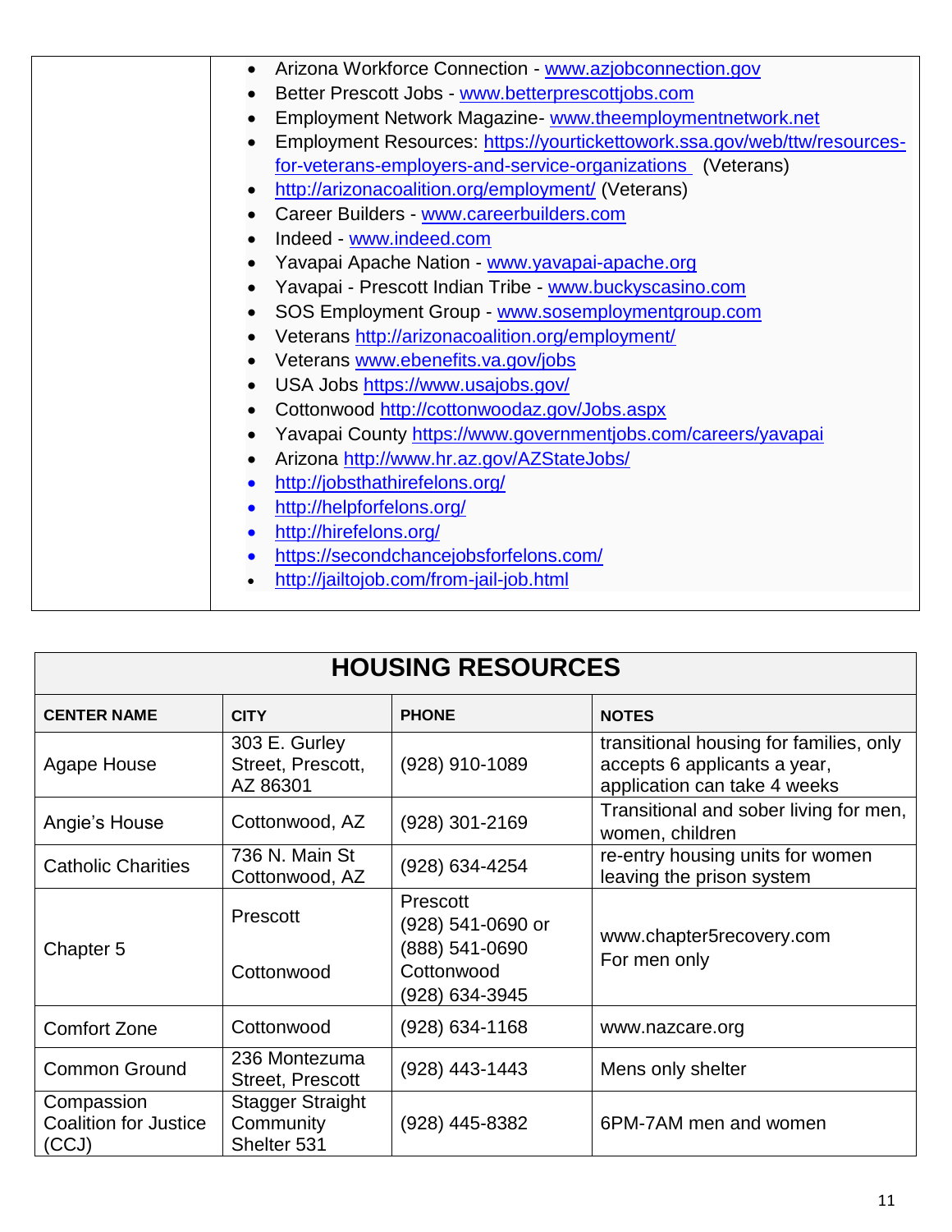| | |
|---|---|
| | • Arizona Workforce Connection - www.azjobconnection.gov<br>• Better Prescott Jobs - www.betterprescottjobs.com<br>• Employment Network Magazine- www.theemploymentnetwork.net<br>• Employment Resources: https://yourtickettowork.ssa.gov/web/ttw/resources-for-veterans-employers-and-service-organizations (Veterans)<br>• http://arizonacoalition.org/employment/ (Veterans)<br>• Career Builders - www.careerbuilders.com<br>• Indeed - www.indeed.com<br>• Yavapai Apache Nation - www.yavapai-apache.org<br>• Yavapai - Prescott Indian Tribe - www.buckyscasino.com<br>• SOS Employment Group - www.sosemploymentgroup.com<br>• Veterans http://arizonacoalition.org/employment/<br>• Veterans www.ebenefits.va.gov/jobs<br>• USA Jobs https://www.usajobs.gov/<br>• Cottonwood http://cottonwoodaz.gov/Jobs.aspx<br>• Yavapai County https://www.governmentjobs.com/careers/yavapai<br>• Arizona http://www.hr.az.gov/AZStateJobs/<br>• http://jobsthathirefelons.org/<br>• http://helpforfelons.org/<br>• http://hirefelons.org/<br>• https://secondchancejobsforfelons.com/<br>• http://jailtojob.com/from-jail-job.html |

## HOUSING RESOURCES

| CENTER NAME | CITY | PHONE | NOTES |
|---|---|---|---|
| Agape House | 303 E. Gurley Street, Prescott, AZ 86301 | (928) 910-1089 | transitional housing for families, only accepts 6 applicants a year, application can take 4 weeks |
| Angie's House | Cottonwood, AZ | (928) 301-2169 | Transitional and sober living for men, women, children |
| Catholic Charities | 736 N. Main St Cottonwood, AZ | (928) 634-4254 | re-entry housing units for women leaving the prison system |
| Chapter 5 | Prescott<br><br>Cottonwood | Prescott<br>(928) 541-0690 or<br>(888) 541-0690<br>Cottonwood<br>(928) 634-3945 | www.chapter5recovery.com<br>For men only |
| Comfort Zone | Cottonwood | (928) 634-1168 | www.nazcare.org |
| Common Ground | 236 Montezuma Street, Prescott | (928) 443-1443 | Mens only shelter |
| Compassion Coalition for Justice (CCJ) | Stagger Straight Community Shelter 531 | (928) 445-8382 | 6PM-7AM men and women |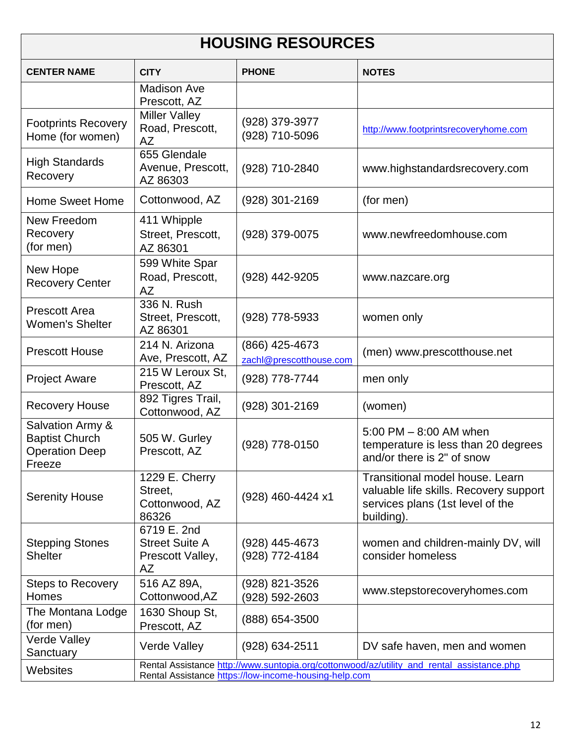# HOUSING RESOURCES

| CENTER NAME | CITY | PHONE | NOTES |
|---|---|---|---|
| | Madison Ave Prescott, AZ | | |
| Footprints Recovery Home (for women) | Miller Valley Road, Prescott, AZ | (928) 379-3977<br>(928) 710-5096 | http://www.footprintsrecoveryhome.com |
| High Standards Recovery | 655 Glendale Avenue, Prescott, AZ 86303 | (928) 710-2840 | www.highstandardsrecovery.com |
| Home Sweet Home | Cottonwood, AZ | (928) 301-2169 | (for men) |
| New Freedom Recovery (for men) | 411 Whipple Street, Prescott, AZ 86301 | (928) 379-0075 | www.newfreedomhouse.com |
| New Hope Recovery Center | 599 White Spar Road, Prescott, AZ | (928) 442-9205 | www.nazcare.org |
| Prescott Area Women's Shelter | 336 N. Rush Street, Prescott, AZ 86301 | (928) 778-5933 | women only |
| Prescott House | 214 N. Arizona Ave, Prescott, AZ | (866) 425-4673<br>zachl@prescotthouse.com | (men) www.prescotthouse.net |
| Project Aware | 215 W Leroux St, Prescott, AZ | (928) 778-7744 | men only |
| Recovery House | 892 Tigres Trail, Cottonwood, AZ | (928) 301-2169 | (women) |
| Salvation Army & Baptist Church Operation Deep Freeze | 505 W. Gurley Prescott, AZ | (928) 778-0150 | 5:00 PM – 8:00 AM when temperature is less than 20 degrees and/or there is 2" of snow |
| Serenity House | 1229 E. Cherry Street, Cottonwood, AZ 86326 | (928) 460-4424 x1 | Transitional model house. Learn valuable life skills. Recovery support services plans (1st level of the building). |
| Stepping Stones Shelter | 6719 E. 2nd Street Suite A Prescott Valley, AZ | (928) 445-4673<br>(928) 772-4184 | women and children-mainly DV, will consider homeless |
| Steps to Recovery Homes | 516 AZ 89A, Cottonwood,AZ | (928) 821-3526<br>(928) 592-2603 | www.stepstorecoveryhomes.com |
| The Montana Lodge (for men) | 1630 Shoup St, Prescott, AZ | (888) 654-3500 | |
| Verde Valley Sanctuary | Verde Valley | (928) 634-2511 | DV safe haven, men and women |
| Websites | Rental Assistance http://www.suntopia.org/cottonwood/az/utility_and_rental_assistance.php<br>Rental Assistance https://low-income-housing-help.com | | |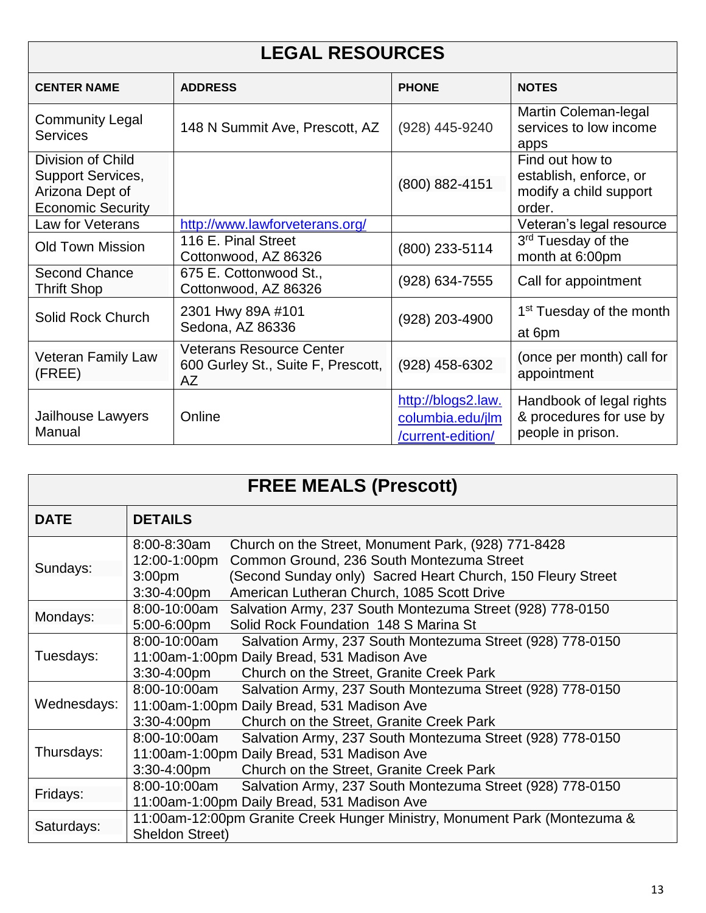## LEGAL RESOURCES

| CENTER NAME | ADDRESS | PHONE | NOTES |
|---|---|---|---|
| Community Legal Services | 148 N Summit Ave, Prescott, AZ | (928) 445-9240 | Martin Coleman-legal services to low income apps |
| Division of Child Support Services, Arizona Dept of Economic Security | | (800) 882-4151 | Find out how to establish, enforce, or modify a child support order. |
| Law for Veterans | http://www.lawforveterans.org/ | | Veteran's legal resource |
| Old Town Mission | 116 E. Pinal Street Cottonwood, AZ 86326 | (800) 233-5114 | 3rd Tuesday of the month at 6:00pm |
| Second Chance Thrift Shop | 675 E. Cottonwood St., Cottonwood, AZ 86326 | (928) 634-7555 | Call for appointment |
| Solid Rock Church | 2301 Hwy 89A #101 Sedona, AZ 86336 | (928) 203-4900 | 1st Tuesday of the month at 6pm |
| Veteran Family Law (FREE) | Veterans Resource Center 600 Gurley St., Suite F, Prescott, AZ | (928) 458-6302 | (once per month) call for appointment |
| Jailhouse Lawyers Manual | Online | http://blogs2.law.columbia.edu/jlm/current-edition/ | Handbook of legal rights & procedures for use by people in prison. |

## FREE MEALS (Prescott)

| DATE | DETAILS |
|---|---|
| Sundays: | 8:00-8:30am Church on the Street, Monument Park, (928) 771-8428<br>12:00-1:00pm Common Ground, 236 South Montezuma Street<br>3:00pm (Second Sunday only) Sacred Heart Church, 150 Fleury Street<br>3:30-4:00pm American Lutheran Church, 1085 Scott Drive |
| Mondays: | 8:00-10:00am Salvation Army, 237 South Montezuma Street (928) 778-0150<br>5:00-6:00pm Solid Rock Foundation 148 S Marina St |
| Tuesdays: | 8:00-10:00am Salvation Army, 237 South Montezuma Street (928) 778-0150<br>11:00am-1:00pm Daily Bread, 531 Madison Ave<br>3:30-4:00pm Church on the Street, Granite Creek Park |
| Wednesdays: | 8:00-10:00am Salvation Army, 237 South Montezuma Street (928) 778-0150<br>11:00am-1:00pm Daily Bread, 531 Madison Ave<br>3:30-4:00pm Church on the Street, Granite Creek Park |
| Thursdays: | 8:00-10:00am Salvation Army, 237 South Montezuma Street (928) 778-0150<br>11:00am-1:00pm Daily Bread, 531 Madison Ave<br>3:30-4:00pm Church on the Street, Granite Creek Park |
| Fridays: | 8:00-10:00am Salvation Army, 237 South Montezuma Street (928) 778-0150<br>11:00am-1:00pm Daily Bread, 531 Madison Ave |
| Saturdays: | 11:00am-12:00pm Granite Creek Hunger Ministry, Monument Park (Montezuma & Sheldon Street) |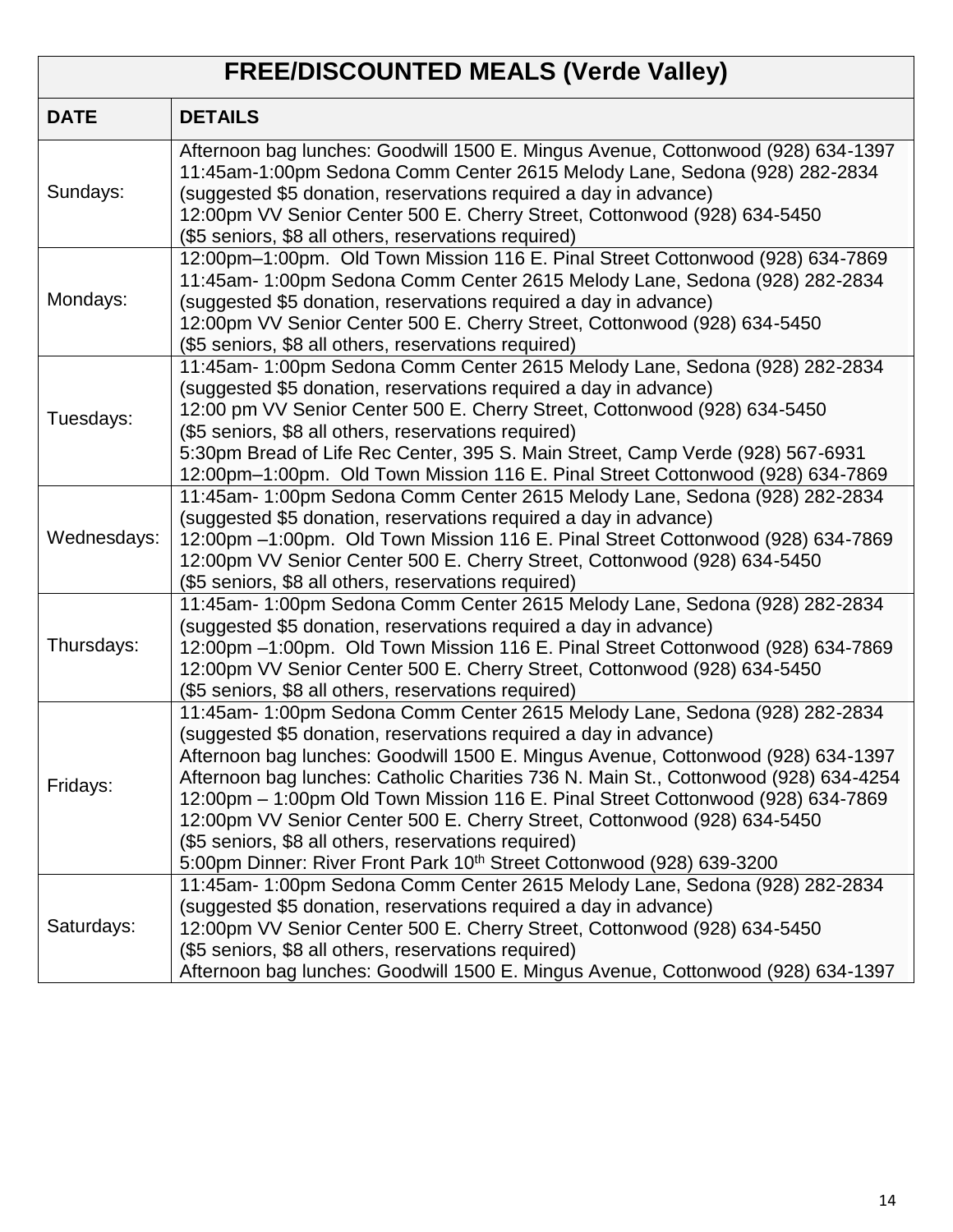| FREE/DISCOUNTED MEALS (Verde Valley) | |
|---|---|
| **DATE** | **DETAILS** |
| Sundays: | Afternoon bag lunches: Goodwill 1500 E. Mingus Avenue, Cottonwood (928) 634-1397<br>11:45am-1:00pm Sedona Comm Center 2615 Melody Lane, Sedona (928) 282-2834 (suggested $5 donation, reservations required a day in advance)<br>12:00pm VV Senior Center 500 E. Cherry Street, Cottonwood (928) 634-5450 ($5 seniors, $8 all others, reservations required) |
| Mondays: | 12:00pm–1:00pm. Old Town Mission 116 E. Pinal Street Cottonwood (928) 634-7869<br>11:45am- 1:00pm Sedona Comm Center 2615 Melody Lane, Sedona (928) 282-2834 (suggested $5 donation, reservations required a day in advance)<br>12:00pm VV Senior Center 500 E. Cherry Street, Cottonwood (928) 634-5450 ($5 seniors, $8 all others, reservations required) |
| Tuesdays: | 11:45am- 1:00pm Sedona Comm Center 2615 Melody Lane, Sedona (928) 282-2834 (suggested $5 donation, reservations required a day in advance)<br>12:00 pm VV Senior Center 500 E. Cherry Street, Cottonwood (928) 634-5450 ($5 seniors, $8 all others, reservations required)<br>5:30pm Bread of Life Rec Center, 395 S. Main Street, Camp Verde (928) 567-6931<br>12:00pm–1:00pm. Old Town Mission 116 E. Pinal Street Cottonwood (928) 634-7869 |
| Wednesdays: | 11:45am- 1:00pm Sedona Comm Center 2615 Melody Lane, Sedona (928) 282-2834 (suggested $5 donation, reservations required a day in advance)<br>12:00pm –1:00pm. Old Town Mission 116 E. Pinal Street Cottonwood (928) 634-7869<br>12:00pm VV Senior Center 500 E. Cherry Street, Cottonwood (928) 634-5450 ($5 seniors, $8 all others, reservations required) |
| Thursdays: | 11:45am- 1:00pm Sedona Comm Center 2615 Melody Lane, Sedona (928) 282-2834 (suggested $5 donation, reservations required a day in advance)<br>12:00pm –1:00pm. Old Town Mission 116 E. Pinal Street Cottonwood (928) 634-7869<br>12:00pm VV Senior Center 500 E. Cherry Street, Cottonwood (928) 634-5450 ($5 seniors, $8 all others, reservations required) |
| Fridays: | 11:45am- 1:00pm Sedona Comm Center 2615 Melody Lane, Sedona (928) 282-2834 (suggested $5 donation, reservations required a day in advance)<br>Afternoon bag lunches: Goodwill 1500 E. Mingus Avenue, Cottonwood (928) 634-1397<br>Afternoon bag lunches: Catholic Charities 736 N. Main St., Cottonwood (928) 634-4254<br>12:00pm – 1:00pm Old Town Mission 116 E. Pinal Street Cottonwood (928) 634-7869<br>12:00pm VV Senior Center 500 E. Cherry Street, Cottonwood (928) 634-5450 ($5 seniors, $8 all others, reservations required)<br>5:00pm Dinner: River Front Park 10th Street Cottonwood (928) 639-3200 |
| Saturdays: | 11:45am- 1:00pm Sedona Comm Center 2615 Melody Lane, Sedona (928) 282-2834 (suggested $5 donation, reservations required a day in advance)<br>12:00pm VV Senior Center 500 E. Cherry Street, Cottonwood (928) 634-5450 ($5 seniors, $8 all others, reservations required)<br>Afternoon bag lunches: Goodwill 1500 E. Mingus Avenue, Cottonwood (928) 634-1397 |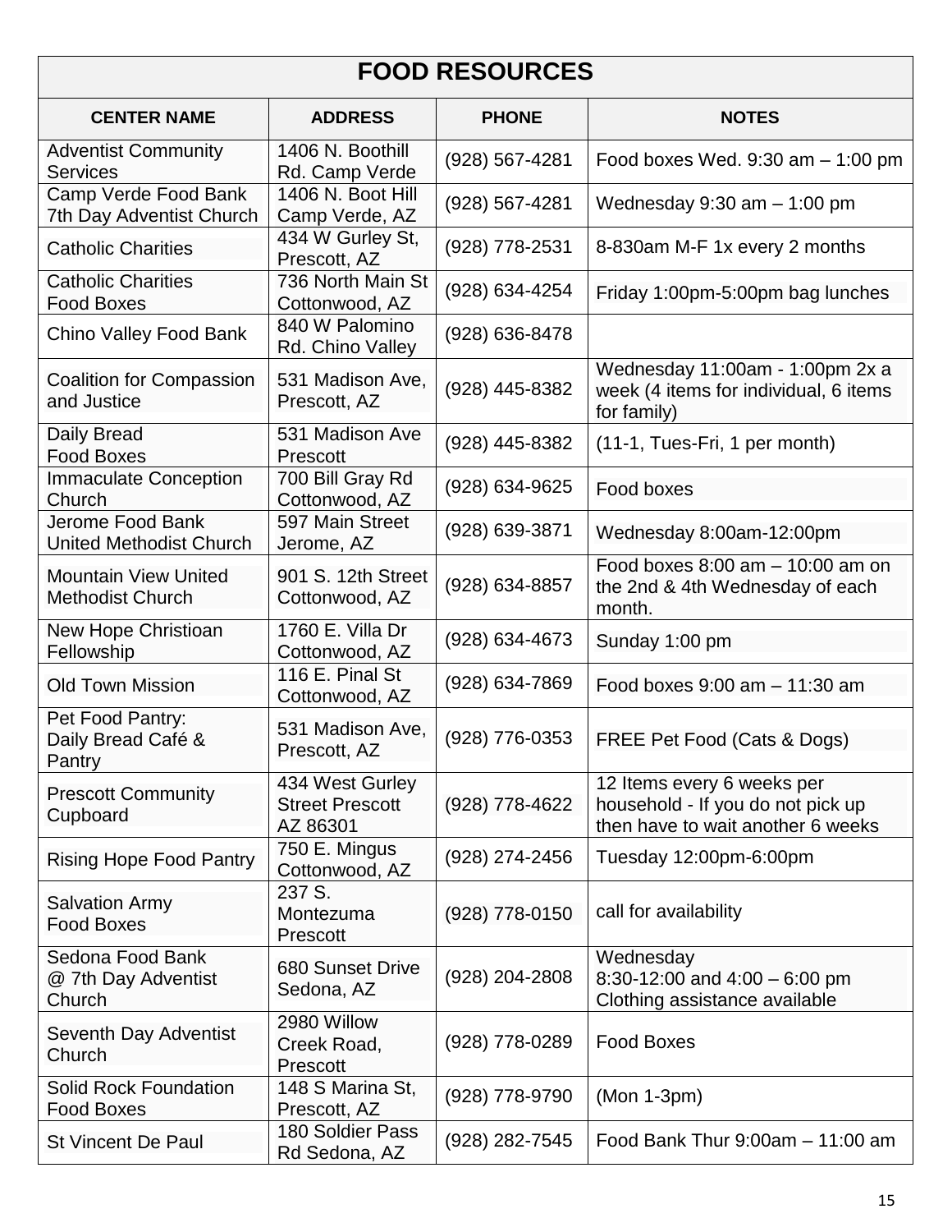# FOOD RESOURCES

| CENTER NAME | ADDRESS | PHONE | NOTES |
|---|---|---|---|
| Adventist Community Services | 1406 N. Boothill Rd. Camp Verde | (928) 567-4281 | Food boxes Wed. 9:30 am – 1:00 pm |
| Camp Verde Food Bank 7th Day Adventist Church | 1406 N. Boot Hill Camp Verde, AZ | (928) 567-4281 | Wednesday 9:30 am – 1:00 pm |
| Catholic Charities | 434 W Gurley St, Prescott, AZ | (928) 778-2531 | 8-830am M-F 1x every 2 months |
| Catholic Charities Food Boxes | 736 North Main St Cottonwood, AZ | (928) 634-4254 | Friday 1:00pm-5:00pm bag lunches |
| Chino Valley Food Bank | 840 W Palomino Rd. Chino Valley | (928) 636-8478 | |
| Coalition for Compassion and Justice | 531 Madison Ave, Prescott, AZ | (928) 445-8382 | Wednesday 11:00am - 1:00pm 2x a week (4 items for individual, 6 items for family) |
| Daily Bread Food Boxes | 531 Madison Ave Prescott | (928) 445-8382 | (11-1, Tues-Fri, 1 per month) |
| Immaculate Conception Church | 700 Bill Gray Rd Cottonwood, AZ | (928) 634-9625 | Food boxes |
| Jerome Food Bank United Methodist Church | 597 Main Street Jerome, AZ | (928) 639-3871 | Wednesday 8:00am-12:00pm |
| Mountain View United Methodist Church | 901 S. 12th Street Cottonwood, AZ | (928) 634-8857 | Food boxes 8:00 am – 10:00 am on the 2nd & 4th Wednesday of each month. |
| New Hope Christioan Fellowship | 1760 E. Villa Dr Cottonwood, AZ | (928) 634-4673 | Sunday 1:00 pm |
| Old Town Mission | 116 E. Pinal St Cottonwood, AZ | (928) 634-7869 | Food boxes 9:00 am – 11:30 am |
| Pet Food Pantry: Daily Bread Café & Pantry | 531 Madison Ave, Prescott, AZ | (928) 776-0353 | FREE Pet Food (Cats & Dogs) |
| Prescott Community Cupboard | 434 West Gurley Street Prescott AZ 86301 | (928) 778-4622 | 12 Items every 6 weeks per household - If you do not pick up then have to wait another 6 weeks |
| Rising Hope Food Pantry | 750 E. Mingus Cottonwood, AZ | (928) 274-2456 | Tuesday 12:00pm-6:00pm |
| Salvation Army Food Boxes | 237 S. Montezuma Prescott | (928) 778-0150 | call for availability |
| Sedona Food Bank @ 7th Day Adventist Church | 680 Sunset Drive Sedona, AZ | (928) 204-2808 | Wednesday 8:30-12:00 and 4:00 – 6:00 pm Clothing assistance available |
| Seventh Day Adventist Church | 2980 Willow Creek Road, Prescott | (928) 778-0289 | Food Boxes |
| Solid Rock Foundation Food Boxes | 148 S Marina St, Prescott, AZ | (928) 778-9790 | (Mon 1-3pm) |
| St Vincent De Paul | 180 Soldier Pass Rd Sedona, AZ | (928) 282-7545 | Food Bank Thur 9:00am – 11:00 am |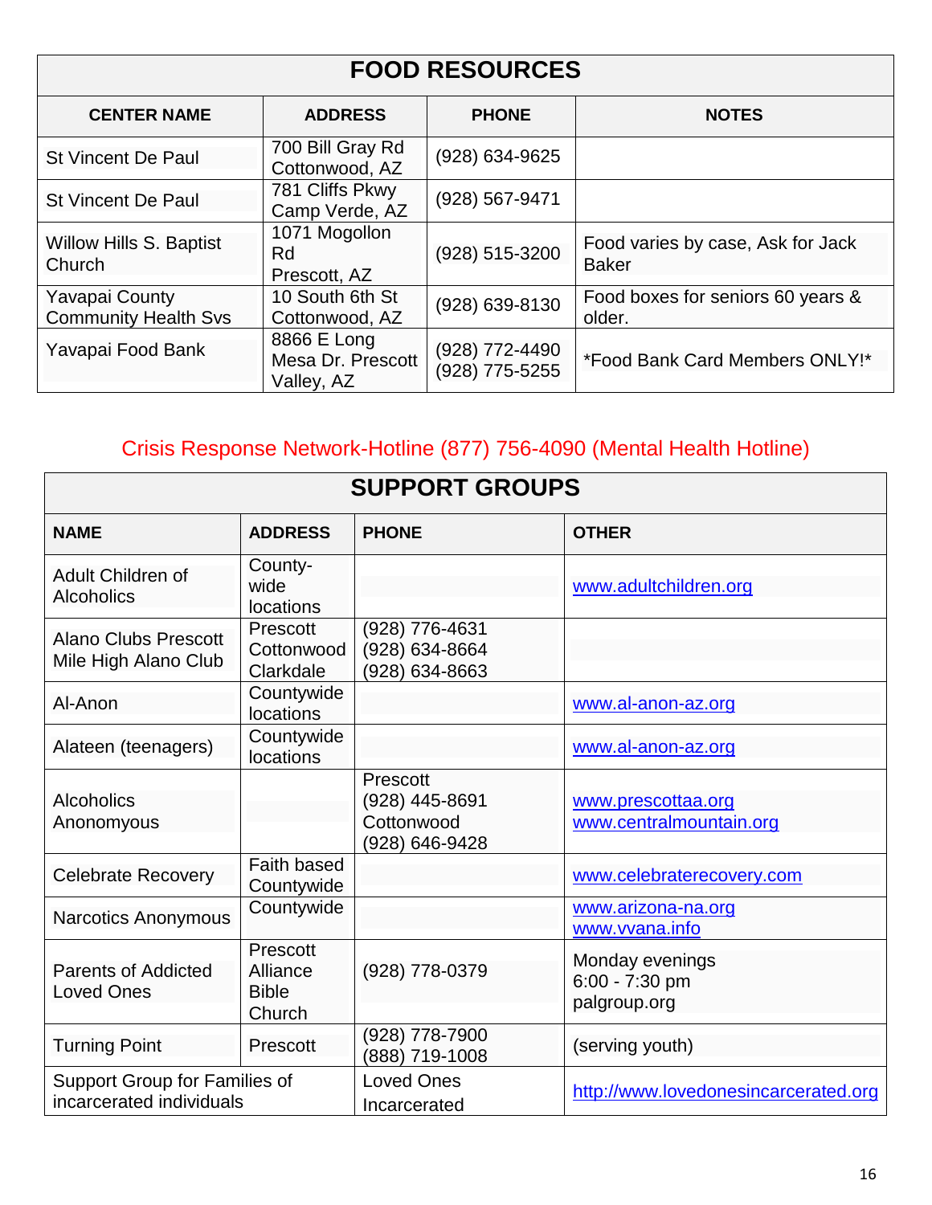# FOOD RESOURCES

| CENTER NAME | ADDRESS | PHONE | NOTES |
|---|---|---|---|
| St Vincent De Paul | 700 Bill Gray Rd Cottonwood, AZ | (928) 634-9625 | |
| St Vincent De Paul | 781 Cliffs Pkwy Camp Verde, AZ | (928) 567-9471 | |
| Willow Hills S. Baptist Church | 1071 Mogollon Rd Prescott, AZ | (928) 515-3200 | Food varies by case, Ask for Jack Baker |
| Yavapai County Community Health Svs | 10 South 6th St Cottonwood, AZ | (928) 639-8130 | Food boxes for seniors 60 years & older. |
| Yavapai Food Bank | 8866 E Long Mesa Dr. Prescott Valley, AZ | (928) 772-4490 (928) 775-5255 | *Food Bank Card Members ONLY!* |

Crisis Response Network-Hotline (877) 756-4090 (Mental Health Hotline)

# SUPPORT GROUPS

| NAME | ADDRESS | PHONE | OTHER |
|---|---|---|---|
| Adult Children of Alcoholics | County-wide locations | | www.adultchildren.org |
| Alano Clubs Prescott Mile High Alano Club | Prescott Cottonwood Clarkdale | (928) 776-4631 (928) 634-8664 (928) 634-8663 | |
| Al-Anon | Countywide locations | | www.al-anon-az.org |
| Alateen (teenagers) | Countywide locations | | www.al-anon-az.org |
| Alcoholics Anonymous | | Prescott (928) 445-8691 Cottonwood (928) 646-9428 | www.prescottaa.org www.centralmountain.org |
| Celebrate Recovery | Faith based Countywide | | www.celebraterecovery.com |
| Narcotics Anonymous | Countywide | | www.arizona-na.org www.vvana.info |
| Parents of Addicted Loved Ones | Prescott Alliance Bible Church | (928) 778-0379 | Monday evenings 6:00 - 7:30 pm palgroup.org |
| Turning Point | Prescott | (928) 778-7900 (888) 719-1008 | (serving youth) |
| Support Group for Families of incarcerated individuals | | Loved Ones Incarcerated | http://www.lovedonesincarcerated.org |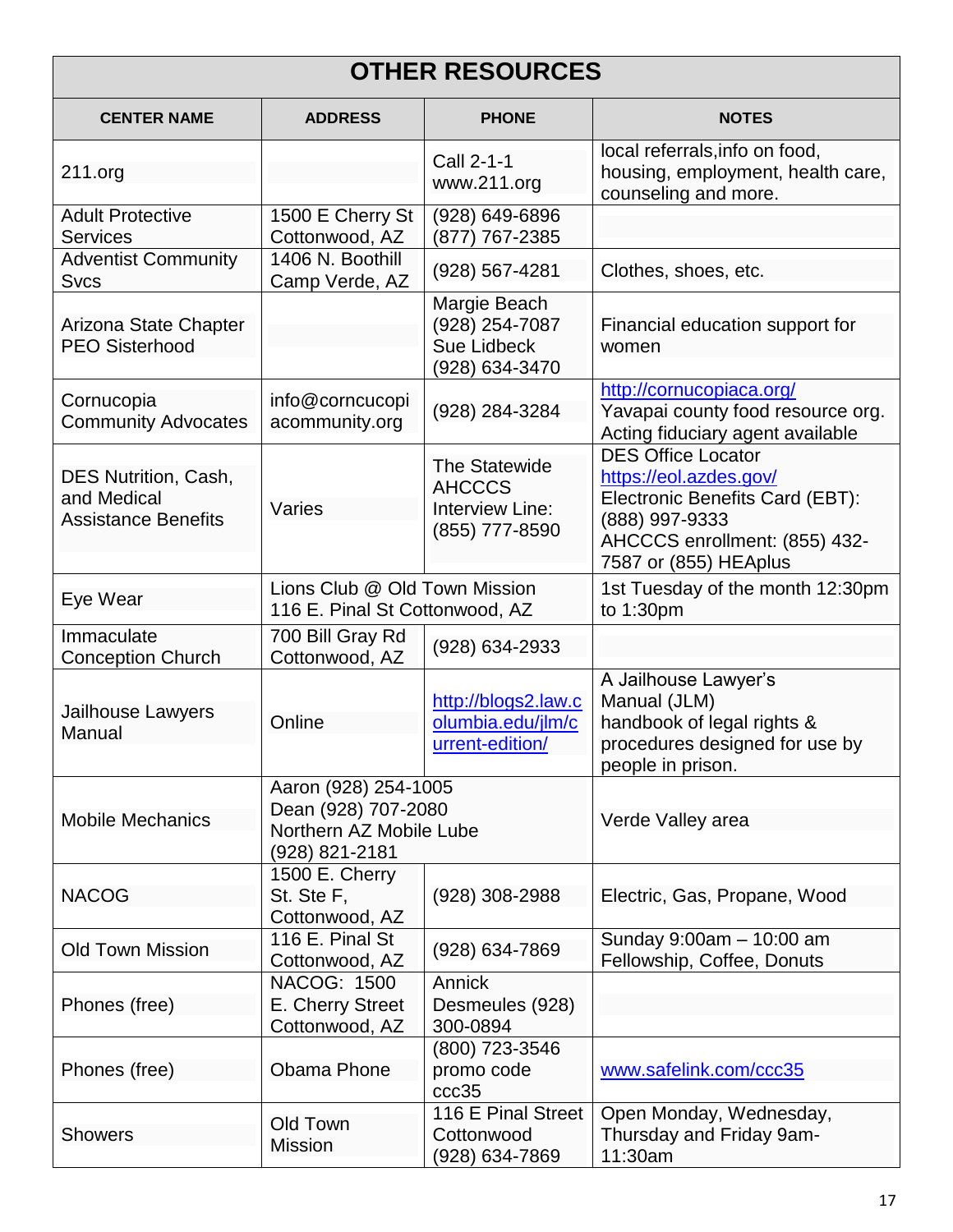## OTHER RESOURCES

| CENTER NAME | ADDRESS | PHONE | NOTES |
|---|---|---|---|
| 211.org | | Call 2-1-1 www.211.org | local referrals,info on food, housing, employment, health care, counseling and more. |
| Adult Protective Services | 1500 E Cherry St Cottonwood, AZ | (928) 649-6896 (877) 767-2385 | |
| Adventist Community Svcs | 1406 N. Boothill Camp Verde, AZ | (928) 567-4281 | Clothes, shoes, etc. |
| Arizona State Chapter PEO Sisterhood | | Margie Beach (928) 254-7087 Sue Lidbeck (928) 634-3470 | Financial education support for women |
| Cornucopia Community Advocates | info@corncucopiacommunity.org | (928) 284-3284 | http://cornucopiaca.org/ Yavapai county food resource org. Acting fiduciary agent available |
| DES Nutrition, Cash, and Medical Assistance Benefits | Varies | The Statewide AHCCCS Interview Line: (855) 777-8590 | DES Office Locator https://eol.azdes.gov/ Electronic Benefits Card (EBT): (888) 997-9333 AHCCCS enrollment: (855) 432-7587 or (855) HEAplus |
| Eye Wear | Lions Club @ Old Town Mission 116 E. Pinal St Cottonwood, AZ | | 1st Tuesday of the month 12:30pm to 1:30pm |
| Immaculate Conception Church | 700 Bill Gray Rd Cottonwood, AZ | (928) 634-2933 | |
| Jailhouse Lawyers Manual | Online | http://blogs2.law.columbia.edu/jlm/current-edition/ | A Jailhouse Lawyer's Manual (JLM) handbook of legal rights & procedures designed for use by people in prison. |
| Mobile Mechanics | Aaron (928) 254-1005 Dean (928) 707-2080 Northern AZ Mobile Lube (928) 821-2181 | | Verde Valley area |
| NACOG | 1500 E. Cherry St. Ste F, Cottonwood, AZ | (928) 308-2988 | Electric, Gas, Propane, Wood |
| Old Town Mission | 116 E. Pinal St Cottonwood, AZ | (928) 634-7869 | Sunday 9:00am – 10:00 am Fellowship, Coffee, Donuts |
| Phones (free) | NACOG: 1500 E. Cherry Street Cottonwood, AZ | Annick Desmeules (928) 300-0894 | |
| Phones (free) | Obama Phone | (800) 723-3546 promo code ccc35 | www.safelink.com/ccc35 |
| Showers | Old Town Mission | 116 E Pinal Street Cottonwood (928) 634-7869 | Open Monday, Wednesday, Thursday and Friday 9am-11:30am |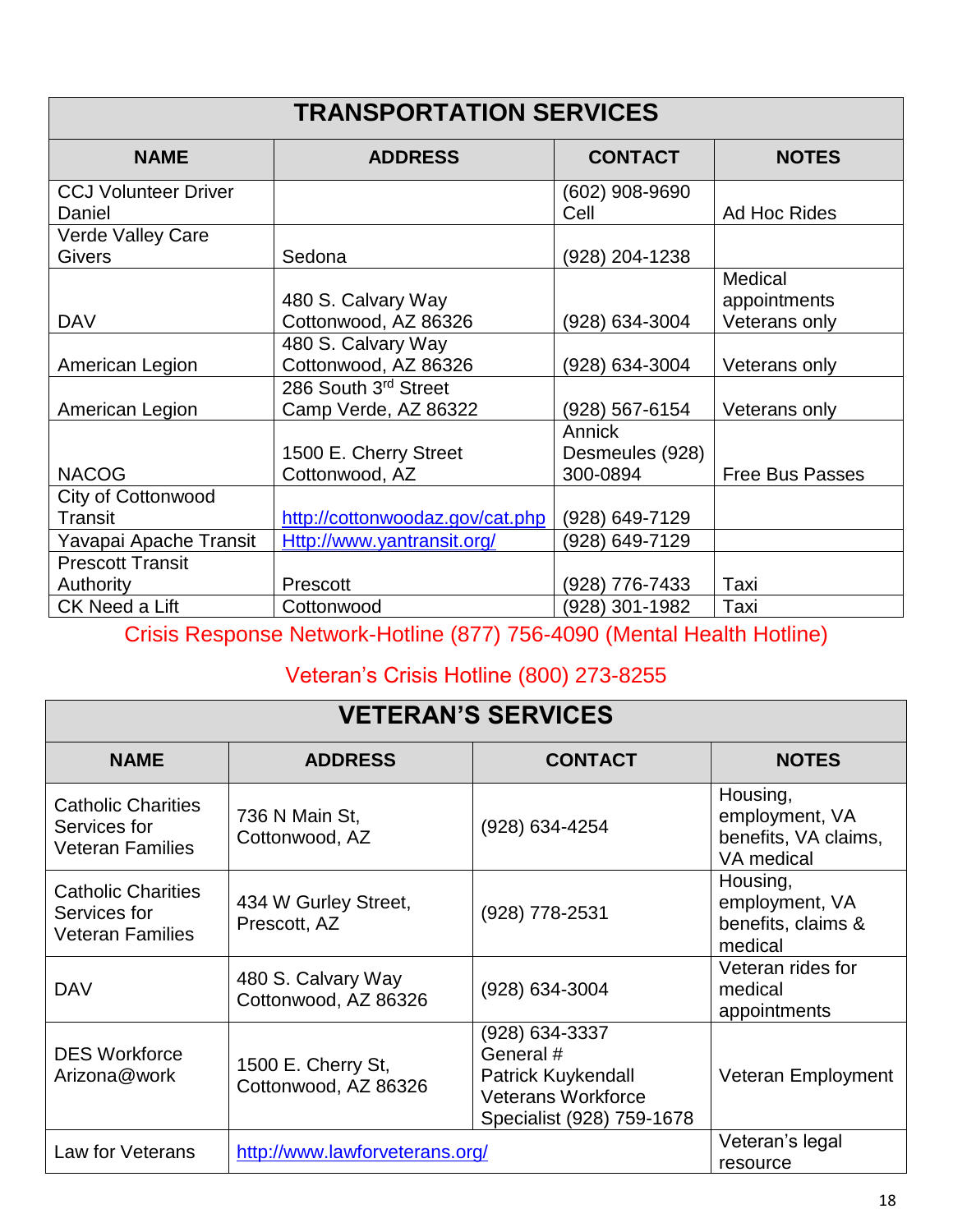## TRANSPORTATION SERVICES

| NAME | ADDRESS | CONTACT | NOTES |
|---|---|---|---|
| CCJ Volunteer Driver Daniel | | (602) 908-9690 Cell | Ad Hoc Rides |
| Verde Valley Care Givers | Sedona | (928) 204-1238 | |
| DAV | 480 S. Calvary Way Cottonwood, AZ 86326 | (928) 634-3004 | Medical appointments Veterans only |
| American Legion | 480 S. Calvary Way Cottonwood, AZ 86326 | (928) 634-3004 | Veterans only |
| American Legion | 286 South 3rd Street Camp Verde, AZ 86322 | (928) 567-6154 | Veterans only |
| NACOG | 1500 E. Cherry Street Cottonwood, AZ | Annick Desmeules (928) 300-0894 | Free Bus Passes |
| City of Cottonwood Transit | http://cottonwoodaz.gov/cat.php | (928) 649-7129 | |
| Yavapai Apache Transit | Http://www.yantransit.org/ | (928) 649-7129 | |
| Prescott Transit Authority | Prescott | (928) 776-7433 | Taxi |
| CK Need a Lift | Cottonwood | (928) 301-1982 | Taxi |

Crisis Response Network-Hotline (877) 756-4090 (Mental Health Hotline)

Veteran's Crisis Hotline (800) 273-8255

## VETERAN'S SERVICES

| NAME | ADDRESS | CONTACT | NOTES |
|---|---|---|---|
| Catholic Charities Services for Veteran Families | 736 N Main St, Cottonwood, AZ | (928) 634-4254 | Housing, employment, VA benefits, VA claims, VA medical |
| Catholic Charities Services for Veteran Families | 434 W Gurley Street, Prescott, AZ | (928) 778-2531 | Housing, employment, VA benefits, claims & medical |
| DAV | 480 S. Calvary Way Cottonwood, AZ 86326 | (928) 634-3004 | Veteran rides for medical appointments |
| DES Workforce Arizona@work | 1500 E. Cherry St, Cottonwood, AZ 86326 | (928) 634-3337 General # Patrick Kuykendall Veterans Workforce Specialist (928) 759-1678 | Veteran Employment |
| Law for Veterans | http://www.lawforveterans.org/ | | Veteran's legal resource |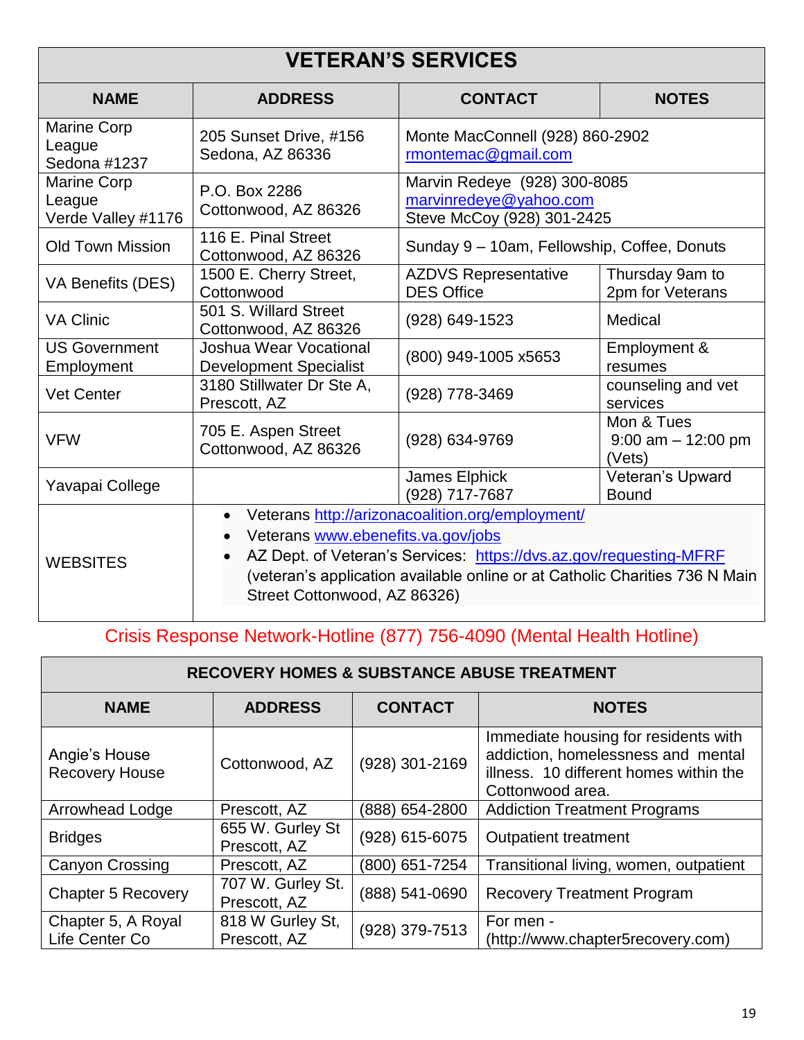| VETERAN'S SERVICES | | | |
|---|---|---|---|
| **NAME** | **ADDRESS** | **CONTACT** | **NOTES** |
| Marine Corp League Sedona #1237 | 205 Sunset Drive, #156 Sedona, AZ 86336 | Monte MacConnell (928) 860-2902 rmontemac@gmail.com | |
| Marine Corp League Verde Valley #1176 | P.O. Box 2286 Cottonwood, AZ 86326 | Marvin Redeye (928) 300-8085 marvinredeye@yahoo.com Steve McCoy (928) 301-2425 | |
| Old Town Mission | 116 E. Pinal Street Cottonwood, AZ 86326 | Sunday 9 – 10am, Fellowship, Coffee, Donuts | |
| VA Benefits (DES) | 1500 E. Cherry Street, Cottonwood | AZDVS Representative DES Office | Thursday 9am to 2pm for Veterans |
| VA Clinic | 501 S. Willard Street Cottonwood, AZ 86326 | (928) 649-1523 | Medical |
| US Government Employment | Joshua Wear Vocational Development Specialist | (800) 949-1005 x5653 | Employment & resumes |
| Vet Center | 3180 Stillwater Dr Ste A, Prescott, AZ | (928) 778-3469 | counseling and vet services |
| VFW | 705 E. Aspen Street Cottonwood, AZ 86326 | (928) 634-9769 | Mon & Tues 9:00 am – 12:00 pm (Vets) |
| Yavapai College | | James Elphick (928) 717-7687 | Veteran's Upward Bound |
| WEBSITES | • Veterans http://arizonacoalition.org/employment/ • Veterans www.ebenefits.va.gov/jobs • AZ Dept. of Veteran's Services: https://dvs.az.gov/requesting-MFRF (veteran's application available online or at Catholic Charities 736 N Main Street Cottonwood, AZ 86326) | | |

Crisis Response Network-Hotline (877) 756-4090 (Mental Health Hotline)

| RECOVERY HOMES & SUBSTANCE ABUSE TREATMENT | | | |
|---|---|---|---|
| **NAME** | **ADDRESS** | **CONTACT** | **NOTES** |
| Angie's House Recovery House | Cottonwood, AZ | (928) 301-2169 | Immediate housing for residents with addiction, homelessness and mental illness. 10 different homes within the Cottonwood area. |
| Arrowhead Lodge | Prescott, AZ | (888) 654-2800 | Addiction Treatment Programs |
| Bridges | 655 W. Gurley St Prescott, AZ | (928) 615-6075 | Outpatient treatment |
| Canyon Crossing | Prescott, AZ | (800) 651-7254 | Transitional living, women, outpatient |
| Chapter 5 Recovery | 707 W. Gurley St. Prescott, AZ | (888) 541-0690 | Recovery Treatment Program |
| Chapter 5, A Royal Life Center Co | 818 W Gurley St, Prescott, AZ | (928) 379-7513 | For men - (http://www.chapter5recovery.com) |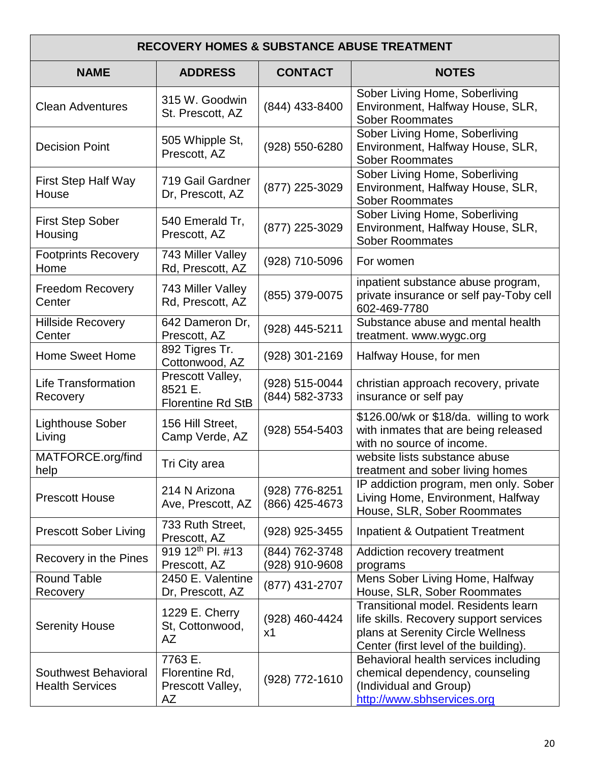| RECOVERY HOMES & SUBSTANCE ABUSE TREATMENT | | | |
|---|---|---|---|
| **NAME** | **ADDRESS** | **CONTACT** | **NOTES** |
| Clean Adventures | 315 W. Goodwin St. Prescott, AZ | (844) 433-8400 | Sober Living Home, Soberliving Environment, Halfway House, SLR, Sober Roommates |
| Decision Point | 505 Whipple St, Prescott, AZ | (928) 550-6280 | Sober Living Home, Soberliving Environment, Halfway House, SLR, Sober Roommates |
| First Step Half Way House | 719 Gail Gardner Dr, Prescott, AZ | (877) 225-3029 | Sober Living Home, Soberliving Environment, Halfway House, SLR, Sober Roommates |
| First Step Sober Housing | 540 Emerald Tr, Prescott, AZ | (877) 225-3029 | Sober Living Home, Soberliving Environment, Halfway House, SLR, Sober Roommates |
| Footprints Recovery Home | 743 Miller Valley Rd, Prescott, AZ | (928) 710-5096 | For women |
| Freedom Recovery Center | 743 Miller Valley Rd, Prescott, AZ | (855) 379-0075 | inpatient substance abuse program, private insurance or self pay-Toby cell 602-469-7780 |
| Hillside Recovery Center | 642 Dameron Dr, Prescott, AZ | (928) 445-5211 | Substance abuse and mental health treatment. www.wygc.org |
| Home Sweet Home | 892 Tigres Tr. Cottonwood, AZ | (928) 301-2169 | Halfway House, for men |
| Life Transformation Recovery | Prescott Valley, 8521 E. Florentine Rd StB | (928) 515-0044 (844) 582-3733 | christian approach recovery, private insurance or self pay |
| Lighthouse Sober Living | 156 Hill Street, Camp Verde, AZ | (928) 554-5403 | $126.00/wk or $18/da. willing to work with inmates that are being released with no source of income. |
| MATFORCE.org/find help | Tri City area | | website lists substance abuse treatment and sober living homes |
| Prescott House | 214 N Arizona Ave, Prescott, AZ | (928) 776-8251 (866) 425-4673 | IP addiction program, men only. Sober Living Home, Environment, Halfway House, SLR, Sober Roommates |
| Prescott Sober Living | 733 Ruth Street, Prescott, AZ | (928) 925-3455 | Inpatient & Outpatient Treatment |
| Recovery in the Pines | 919 12th Pl. #13 Prescott, AZ | (844) 762-3748 (928) 910-9608 | Addiction recovery treatment programs |
| Round Table Recovery | 2450 E. Valentine Dr, Prescott, AZ | (877) 431-2707 | Mens Sober Living Home, Halfway House, SLR, Sober Roommates |
| Serenity House | 1229 E. Cherry St, Cottonwood, AZ | (928) 460-4424 x1 | Transitional model. Residents learn life skills. Recovery support services plans at Serenity Circle Wellness Center (first level of the building). |
| Southwest Behavioral Health Services | 7763 E. Florentine Rd, Prescott Valley, AZ | (928) 772-1610 | Behavioral health services including chemical dependency, counseling (Individual and Group) http://www.sbhservices.org |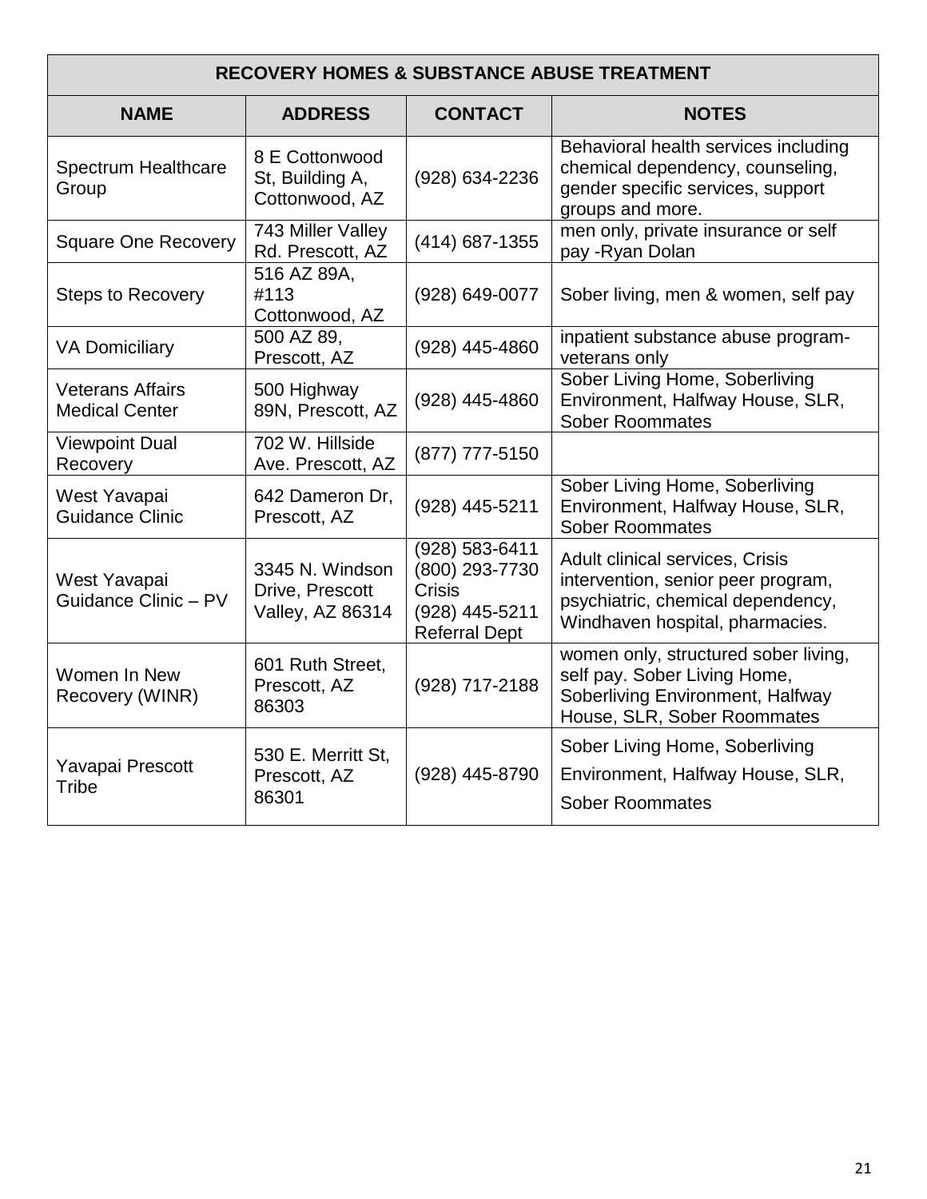| RECOVERY HOMES & SUBSTANCE ABUSE TREATMENT | | | |
|---|---|---|---|
| **NAME** | **ADDRESS** | **CONTACT** | **NOTES** |
| Spectrum Healthcare Group | 8 E Cottonwood St, Building A, Cottonwood, AZ | (928) 634-2236 | Behavioral health services including chemical dependency, counseling, gender specific services, support groups and more. |
| Square One Recovery | 743 Miller Valley Rd. Prescott, AZ | (414) 687-1355 | men only, private insurance or self pay -Ryan Dolan |
| Steps to Recovery | 516 AZ 89A, #113 Cottonwood, AZ | (928) 649-0077 | Sober living, men & women, self pay |
| VA Domiciliary | 500 AZ 89, Prescott, AZ | (928) 445-4860 | inpatient substance abuse program-veterans only |
| Veterans Affairs Medical Center | 500 Highway 89N, Prescott, AZ | (928) 445-4860 | Sober Living Home, Soberliving Environment, Halfway House, SLR, Sober Roommates |
| Viewpoint Dual Recovery | 702 W. Hillside Ave. Prescott, AZ | (877) 777-5150 | |
| West Yavapai Guidance Clinic | 642 Dameron Dr, Prescott, AZ | (928) 445-5211 | Sober Living Home, Soberliving Environment, Halfway House, SLR, Sober Roommates |
| West Yavapai Guidance Clinic – PV | 3345 N. Windson Drive, Prescott Valley, AZ 86314 | (928) 583-6411 (800) 293-7730 Crisis (928) 445-5211 Referral Dept | Adult clinical services, Crisis intervention, senior peer program, psychiatric, chemical dependency, Windhaven hospital, pharmacies. |
| Women In New Recovery (WINR) | 601 Ruth Street, Prescott, AZ 86303 | (928) 717-2188 | women only, structured sober living, self pay. Sober Living Home, Soberliving Environment, Halfway House, SLR, Sober Roommates |
| Yavapai Prescott Tribe | 530 E. Merritt St, Prescott, AZ 86301 | (928) 445-8790 | Sober Living Home, Soberliving Environment, Halfway House, SLR, Sober Roommates |